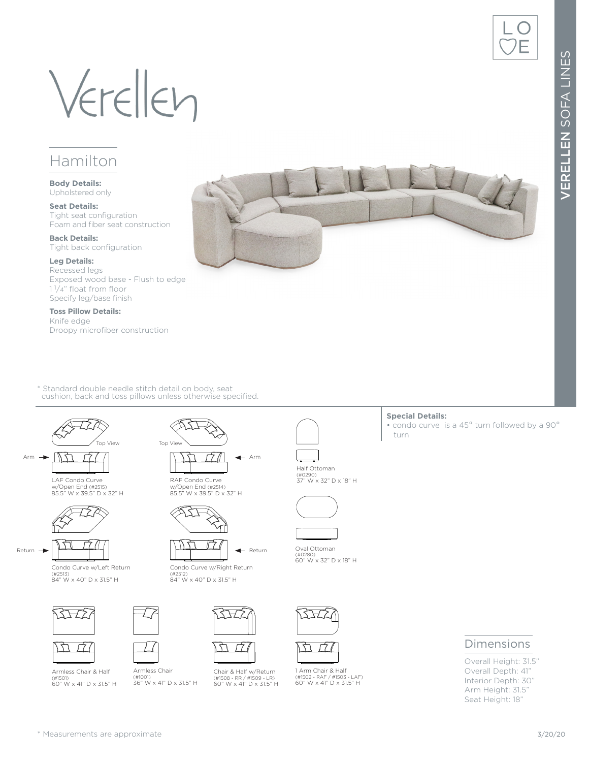# Verellen

VERELLEN SOFA LINES

## Hamilton

**Body Details:**
Upholstered only

**Seat Details:**
Tight seat configuration
Foam and fiber seat construction

**Back Details:**
Tight back configuration

**Leg Details:**
Recessed legs
Exposed wood base - Flush to edge
1 1/4" float from floor
Specify leg/base finish

**Toss Pillow Details:**
Knife edge
Droopy microfiber construction

\* Standard double needle stitch detail on body, seat cushion, back and toss pillows unless otherwise specified.

**Special Details:**
- condo curve is a 45° turn followed by a 90° turn

Top View

Arm

LAF Condo Curve w/Open End (#2515)
85.5" W x 39.5" D x 32" H

Top View

Arm

RAF Condo Curve w/Open End (#2514)
85.5" W x 39.5" D x 32" H

Half Ottoman (#0290)
37" W x 32" D x 18" H

Return

Condo Curve w/Left Return (#2513)
84" W x 40" D x 31.5" H

Return

Condo Curve w/Right Return (#2512)
84" W x 40" D x 31.5" H

Oval Ottoman (#0280)
60" W x 32" D x 18" H

Armless Chair & Half (#1501)
60" W x 41" D x 31.5" H

Armless Chair (#1001)
36" W x 41" D x 31.5" H

Chair & Half w/Return (#1508 - RR / #1509 - LR)
60" W x 41" D x 31.5" H

1 Arm Chair & Half (#1502 - RAF / #1503 - LAF)
60" W x 41" D x 31.5" H

### Dimensions

Overall Height: 31.5"
Overall Depth: 41"
Interior Depth: 30"
Arm Height: 31.5"
Seat Height: 18"

\* Measurements are approximate

3/20/20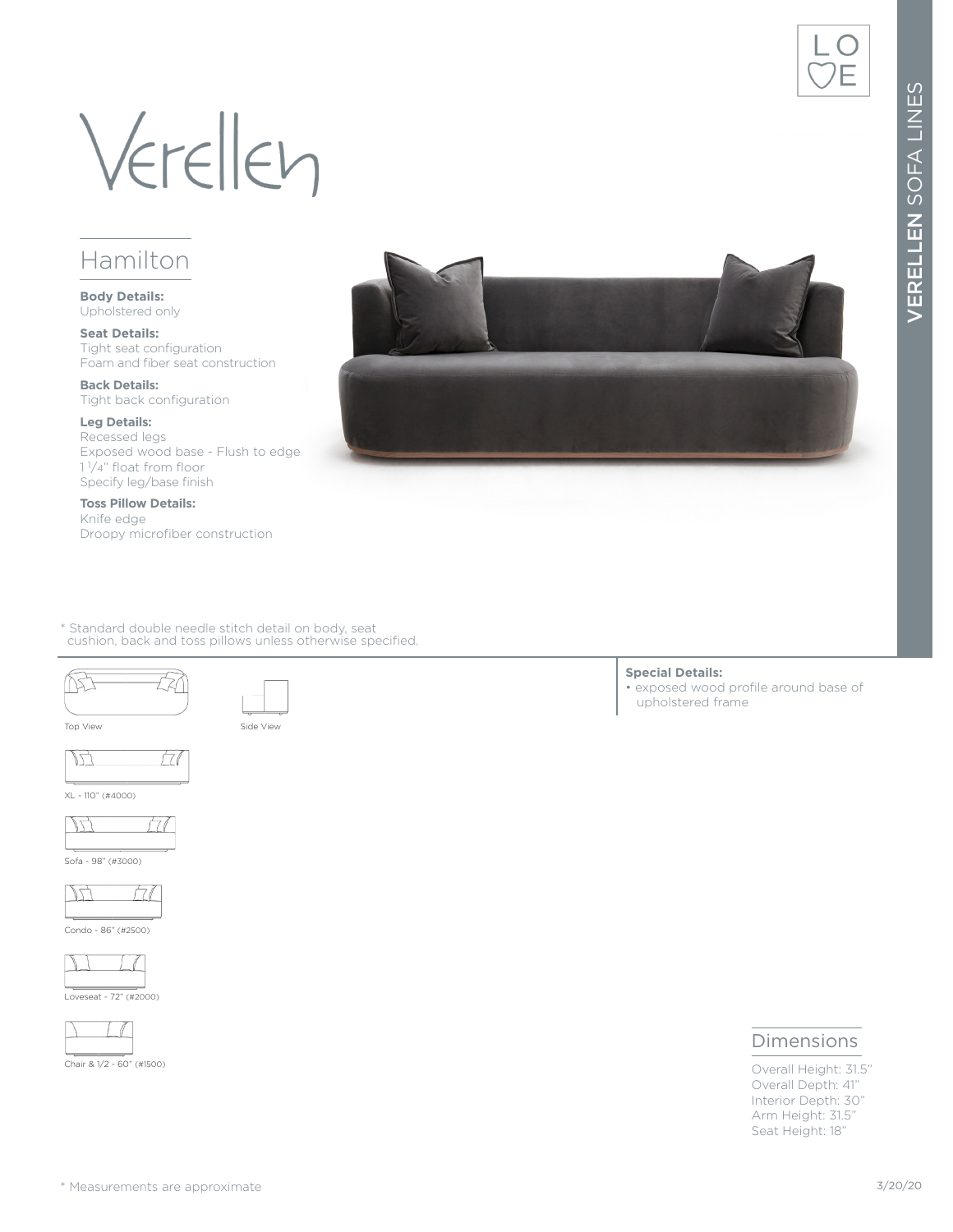# Verellen

VERELLEN SOFA LINES

## Hamilton

**Body Details:**
Upholstered only

**Seat Details:**
Tight seat configuration
Foam and fiber seat construction

**Back Details:**
Tight back configuration

**Leg Details:**
Recessed legs
Exposed wood base - Flush to edge
$1\frac{1}{4}$" float from floor
Specify leg/base finish

**Toss Pillow Details:**
Knife edge
Droopy microfiber construction

\* Standard double needle stitch detail on body, seat cushion, back and toss pillows unless otherwise specified.

Top View

Side View

XL - 110" (#4000)

Sofa - 98" (#3000)

Condo - 86" (#2500)

Loveseat - 72" (#2000)

Chair & 1/2 - 60" (#1500)

**Special Details:**
- exposed wood profile around base of upholstered frame

## Dimensions

Overall Height: 31.5"
Overall Depth: 41"
Interior Depth: 30"
Arm Height: 31.5"
Seat Height: 18"

\* Measurements are approximate

3/20/20